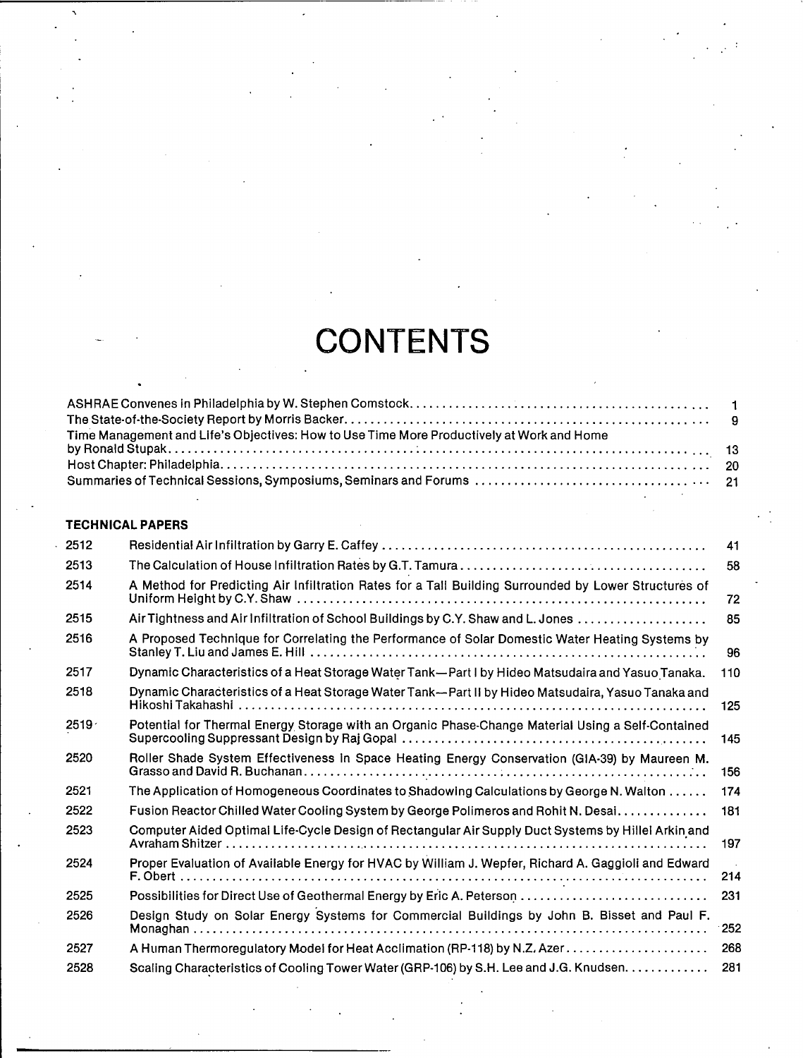# CONTENTS

| | |
|---|---|
| ASHRAE Convenes in Philadelphia by W. Stephen Comstock | 1 |
| The State-of-the-Society Report by Morris Backer | 9 |
| Time Management and Life's Objectives: How to Use Time More Productively at Work and Home by Ronald Stupak | 13 |
| Host Chapter: Philadelphia | 20 |
| Summaries of Technical Sessions, Symposiums, Seminars and Forums | 21 |

## TECHNICAL PAPERS

| | | |
|---|---|---|
| 2512 | Residential Air Infiltration by Garry E. Caffey | 41 |
| 2513 | The Calculation of House Infiltration Rates by G.T. Tamura | 58 |
| 2514 | A Method for Predicting Air Infiltration Rates for a Tall Building Surrounded by Lower Structures of Uniform Height by C.Y. Shaw | 72 |
| 2515 | Air Tightness and Air Infiltration of School Buildings by C.Y. Shaw and L. Jones | 85 |
| 2516 | A Proposed Technique for Correlating the Performance of Solar Domestic Water Heating Systems by Stanley T. Liu and James E. Hill | 96 |
| 2517 | Dynamic Characteristics of a Heat Storage Water Tank—Part I by Hideo Matsudaira and Yasuo Tanaka. | 110 |
| 2518 | Dynamic Characteristics of a Heat Storage Water Tank—Part II by Hideo Matsudaira, Yasuo Tanaka and Hikoshi Takahashi | 125 |
| 2519 | Potential for Thermal Energy Storage with an Organic Phase-Change Material Using a Self-Contained Supercooling Suppressant Design by Raj Gopal | 145 |
| 2520 | Roller Shade System Effectiveness in Space Heating Energy Conservation (GIA-39) by Maureen M. Grasso and David R. Buchanan | 156 |
| 2521 | The Application of Homogeneous Coordinates to Shadowing Calculations by George N. Walton | 174 |
| 2522 | Fusion Reactor Chilled Water Cooling System by George Polimeros and Rohit N. Desai | 181 |
| 2523 | Computer Aided Optimal Life-Cycle Design of Rectangular Air Supply Duct Systems by Hillel Arkin and Avraham Shitzer | 197 |
| 2524 | Proper Evaluation of Available Energy for HVAC by William J. Wepfer, Richard A. Gaggioli and Edward F. Obert | 214 |
| 2525 | Possibilities for Direct Use of Geothermal Energy by Eric A. Peterson | 231 |
| 2526 | Design Study on Solar Energy Systems for Commercial Buildings by John B. Bisset and Paul F. Monaghan | 252 |
| 2527 | A Human Thermoregulatory Model for Heat Acclimation (RP-118) by N.Z. Azer | 268 |
| 2528 | Scaling Characteristics of Cooling Tower Water (GRP-106) by S.H. Lee and J.G. Knudsen | 281 |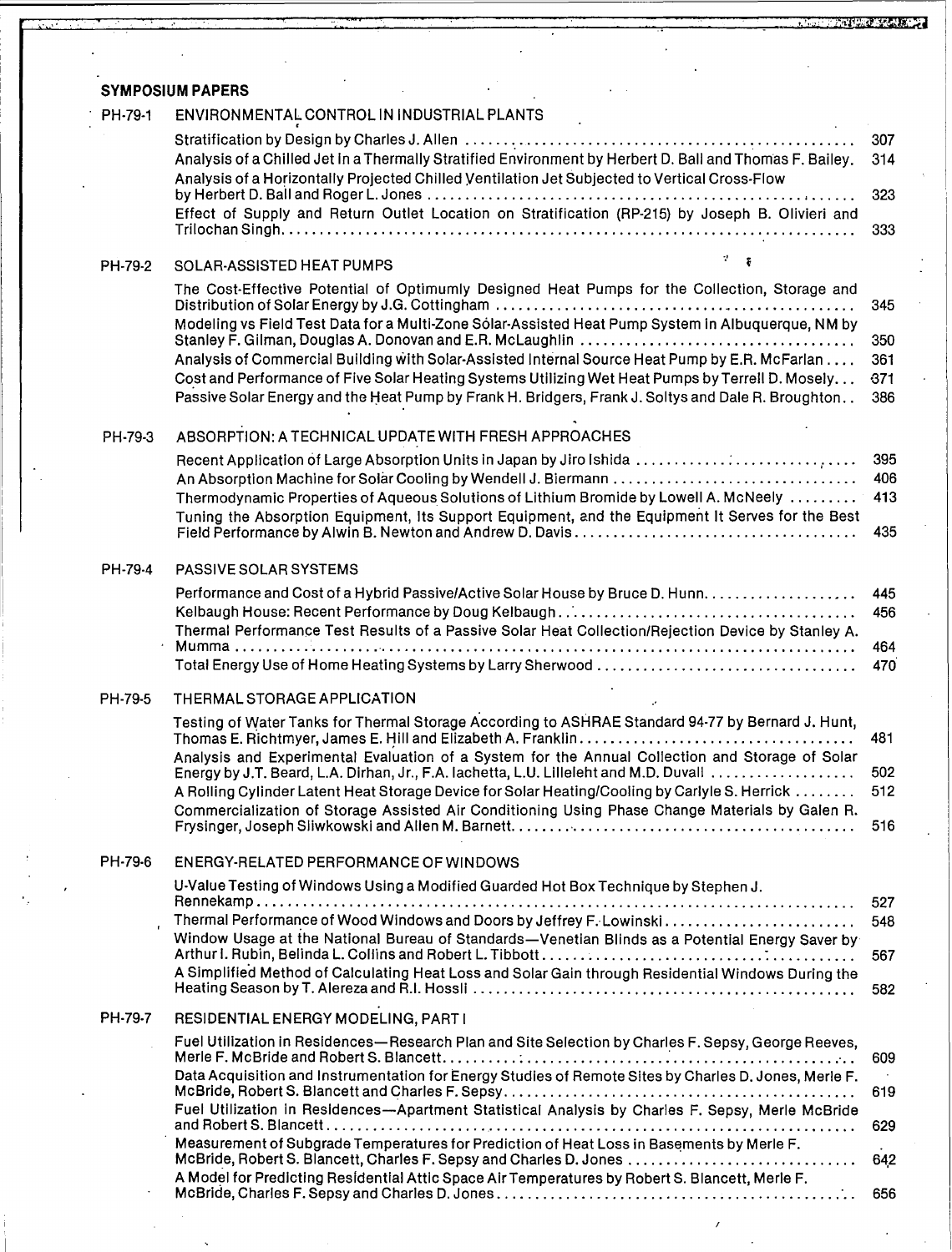## SYMPOSIUM PAPERS

### PH-79-1 ENVIRONMENTAL CONTROL IN INDUSTRIAL PLANTS

- Stratification by Design by Charles J. Allen ..... 307
- Analysis of a Chilled Jet in a Thermally Stratified Environment by Herbert D. Ball and Thomas F. Bailey. 314
- Analysis of a Horizontally Projected Chilled Ventilation Jet Subjected to Vertical Cross-Flow by Herbert D. Ball and Roger L. Jones ..... 323
- Effect of Supply and Return Outlet Location on Stratification (RP-215) by Joseph B. Olivieri and Trilochan Singh ..... 333

### PH-79-2 SOLAR-ASSISTED HEAT PUMPS

- The Cost-Effective Potential of Optimumly Designed Heat Pumps for the Collection, Storage and Distribution of Solar Energy by J.G. Cottingham ..... 345
- Modeling vs Field Test Data for a Multi-Zone Solar-Assisted Heat Pump System in Albuquerque, NM by Stanley F. Gilman, Douglas A. Donovan and E.R. McLaughlin ..... 350
- Analysis of Commercial Building with Solar-Assisted Internal Source Heat Pump by E.R. McFarlan ..... 361
- Cost and Performance of Five Solar Heating Systems Utilizing Wet Heat Pumps by Terrell D. Mosely ..... 371
- Passive Solar Energy and the Heat Pump by Frank H. Bridgers, Frank J. Soltys and Dale R. Broughton ..... 386

### PH-79-3 ABSORPTION: A TECHNICAL UPDATE WITH FRESH APPROACHES

- Recent Application of Large Absorption Units in Japan by Jiro Ishida ..... 395
- An Absorption Machine for Solar Cooling by Wendell J. Biermann ..... 406
- Thermodynamic Properties of Aqueous Solutions of Lithium Bromide by Lowell A. McNeely ..... 413
- Tuning the Absorption Equipment, Its Support Equipment, and the Equipment It Serves for the Best Field Performance by Alwin B. Newton and Andrew D. Davis ..... 435

### PH-79-4 PASSIVE SOLAR SYSTEMS

- Performance and Cost of a Hybrid Passive/Active Solar House by Bruce D. Hunn ..... 445
- Kelbaugh House: Recent Performance by Doug Kelbaugh ..... 456
- Thermal Performance Test Results of a Passive Solar Heat Collection/Rejection Device by Stanley A. Mumma ..... 464
- Total Energy Use of Home Heating Systems by Larry Sherwood ..... 470

### PH-79-5 THERMAL STORAGE APPLICATION

- Testing of Water Tanks for Thermal Storage According to ASHRAE Standard 94-77 by Bernard J. Hunt, Thomas E. Richtmyer, James E. Hill and Elizabeth A. Franklin ..... 481
- Analysis and Experimental Evaluation of a System for the Annual Collection and Storage of Solar Energy by J.T. Beard, L.A. Dirhan, Jr., F.A. Iachetta, L.U. Lilleleht and M.D. Duvall ..... 502
- A Rolling Cylinder Latent Heat Storage Device for Solar Heating/Cooling by Carlyle S. Herrick ..... 512
- Commercialization of Storage Assisted Air Conditioning Using Phase Change Materials by Galen R. Frysinger, Joseph Sliwkowski and Allen M. Barnett ..... 516

### PH-79-6 ENERGY-RELATED PERFORMANCE OF WINDOWS

- U-Value Testing of Windows Using a Modified Guarded Hot Box Technique by Stephen J. Rennekamp ..... 527
- Thermal Performance of Wood Windows and Doors by Jeffrey F. Lowinski ..... 548
- Window Usage at the National Bureau of Standards—Venetian Blinds as a Potential Energy Saver by Arthur I. Rubin, Belinda L. Collins and Robert L. Tibbott ..... 567
- A Simplified Method of Calculating Heat Loss and Solar Gain through Residential Windows During the Heating Season by T. Alereza and R.I. Hossli ..... 582

### PH-79-7 RESIDENTIAL ENERGY MODELING, PART I

- Fuel Utilization in Residences—Research Plan and Site Selection by Charles F. Sepsy, George Reeves, Merle F. McBride and Robert S. Blancett ..... 609
- Data Acquisition and Instrumentation for Energy Studies of Remote Sites by Charles D. Jones, Merle F. McBride, Robert S. Blancett and Charles F. Sepsy ..... 619
- Fuel Utilization in Residences—Apartment Statistical Analysis by Charles F. Sepsy, Merle McBride and Robert S. Blancett ..... 629
- Measurement of Subgrade Temperatures for Prediction of Heat Loss in Basements by Merle F. McBride, Robert S. Blancett, Charles F. Sepsy and Charles D. Jones ..... 642
- A Model for Predicting Residential Attic Space Air Temperatures by Robert S. Blancett, Merle F. McBride, Charles F. Sepsy and Charles D. Jones ..... 656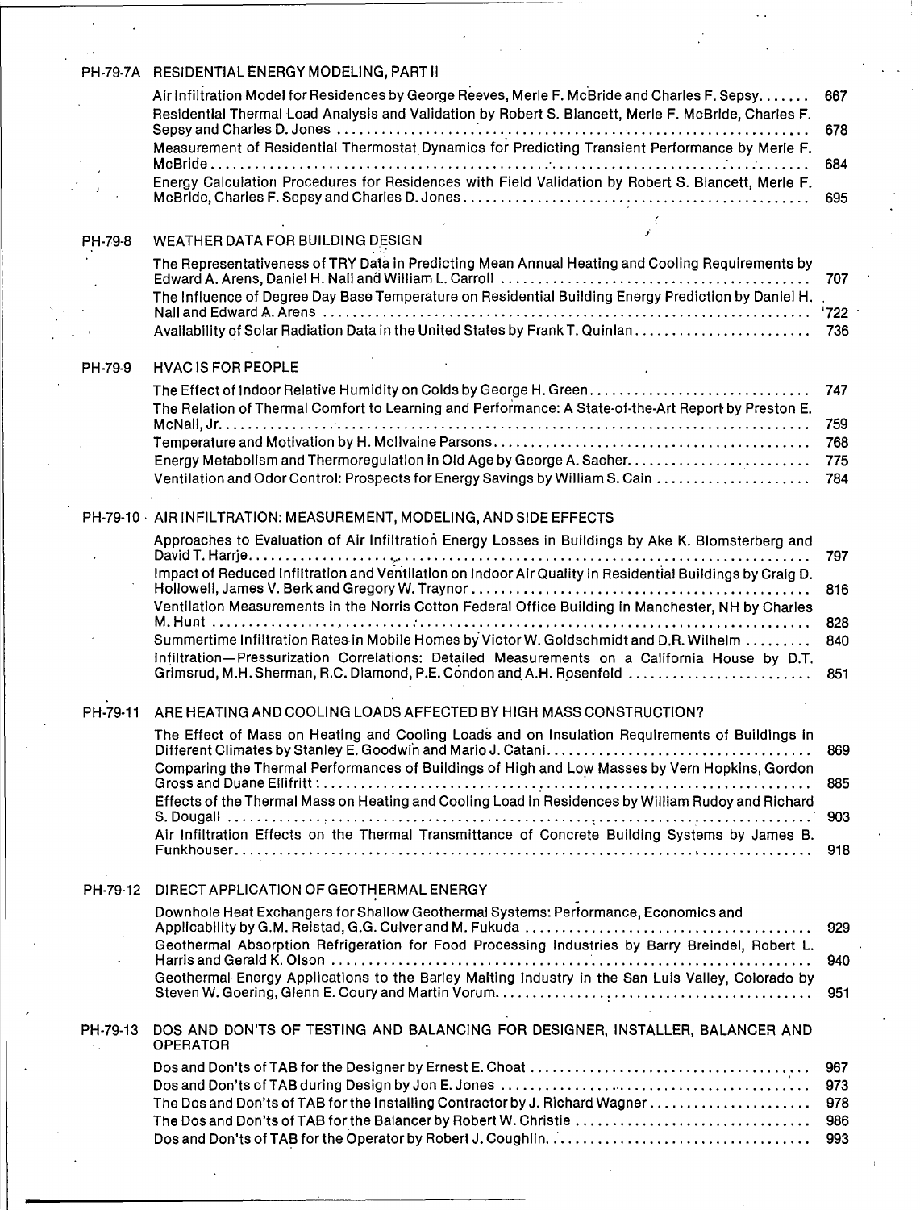PH-79-7A RESIDENTIAL ENERGY MODELING, PART II

Air Infiltration Model for Residences by George Reeves, Merle F. McBride and Charles F. Sepsy....... 667

Residential Thermal Load Analysis and Validation by Robert S. Blancett, Merle F. McBride, Charles F. Sepsy and Charles D. Jones ........ 678

Measurement of Residential Thermostat Dynamics for Predicting Transient Performance by Merle F. McBride ........ 684

Energy Calculation Procedures for Residences with Field Validation by Robert S. Blancett, Merle F. McBride, Charles F. Sepsy and Charles D. Jones ........ 695

PH-79-8 WEATHER DATA FOR BUILDING DESIGN

The Representativeness of TRY Data in Predicting Mean Annual Heating and Cooling Requirements by Edward A. Arens, Daniel H. Nall and William L. Carroll ........ 707

The Influence of Degree Day Base Temperature on Residential Building Energy Prediction by Daniel H. Nall and Edward A. Arens ........ 722

Availability of Solar Radiation Data in the United States by Frank T. Quinlan ........ 736

PH-79-9 HVAC IS FOR PEOPLE

The Effect of Indoor Relative Humidity on Colds by George H. Green ........ 747

The Relation of Thermal Comfort to Learning and Performance: A State-of-the-Art Report by Preston E. McNall, Jr. ........ 759

Temperature and Motivation by H. McIlvaine Parsons ........ 768

Energy Metabolism and Thermoregulation in Old Age by George A. Sacher ........ 775

Ventilation and Odor Control: Prospects for Energy Savings by William S. Cain ........ 784

PH-79-10 AIR INFILTRATION: MEASUREMENT, MODELING, AND SIDE EFFECTS

Approaches to Evaluation of Air Infiltration Energy Losses in Buildings by Ake K. Blomsterberg and David T. Harrje ........ 797

Impact of Reduced Infiltration and Ventilation on Indoor Air Quality in Residential Buildings by Craig D. Hollowell, James V. Berk and Gregory W. Traynor ........ 816

Ventilation Measurements in the Norris Cotton Federal Office Building in Manchester, NH by Charles M. Hunt ........ 828

Summertime Infiltration Rates in Mobile Homes by Victor W. Goldschmidt and D.R. Wilhelm ........ 840

Infiltration—Pressurization Correlations: Detailed Measurements on a California House by D.T. Grimsrud, M.H. Sherman, R.C. Diamond, P.E. Condon and A.H. Rosenfeld ........ 851

PH-79-11 ARE HEATING AND COOLING LOADS AFFECTED BY HIGH MASS CONSTRUCTION?

The Effect of Mass on Heating and Cooling Loads and on Insulation Requirements of Buildings in Different Climates by Stanley E. Goodwin and Mario J. Catani ........ 869

Comparing the Thermal Performances of Buildings of High and Low Masses by Vern Hopkins, Gordon Gross and Duane Ellifritt ........ 885

Effects of the Thermal Mass on Heating and Cooling Load in Residences by William Rudoy and Richard S. Dougall ........ 903

Air Infiltration Effects on the Thermal Transmittance of Concrete Building Systems by James B. Funkhouser ........ 918

PH-79-12 DIRECT APPLICATION OF GEOTHERMAL ENERGY

Downhole Heat Exchangers for Shallow Geothermal Systems: Performance, Economics and Applicability by G.M. Reistad, G.G. Culver and M. Fukuda ........ 929

Geothermal Absorption Refrigeration for Food Processing Industries by Barry Breindel, Robert L. Harris and Gerald K. Olson ........ 940

Geothermal Energy Applications to the Barley Malting Industry in the San Luis Valley, Colorado by Steven W. Goering, Glenn E. Coury and Martin Vorum ........ 951

PH-79-13 DOS AND DON'TS OF TESTING AND BALANCING FOR DESIGNER, INSTALLER, BALANCER AND OPERATOR

Dos and Don'ts of TAB for the Designer by Ernest E. Choat ........ 967

Dos and Don'ts of TAB during Design by Jon E. Jones ........ 973

The Dos and Don'ts of TAB for the Installing Contractor by J. Richard Wagner ........ 978

The Dos and Don'ts of TAB for the Balancer by Robert W. Christie ........ 986

Dos and Don'ts of TAB for the Operator by Robert J. Coughlin ........ 993